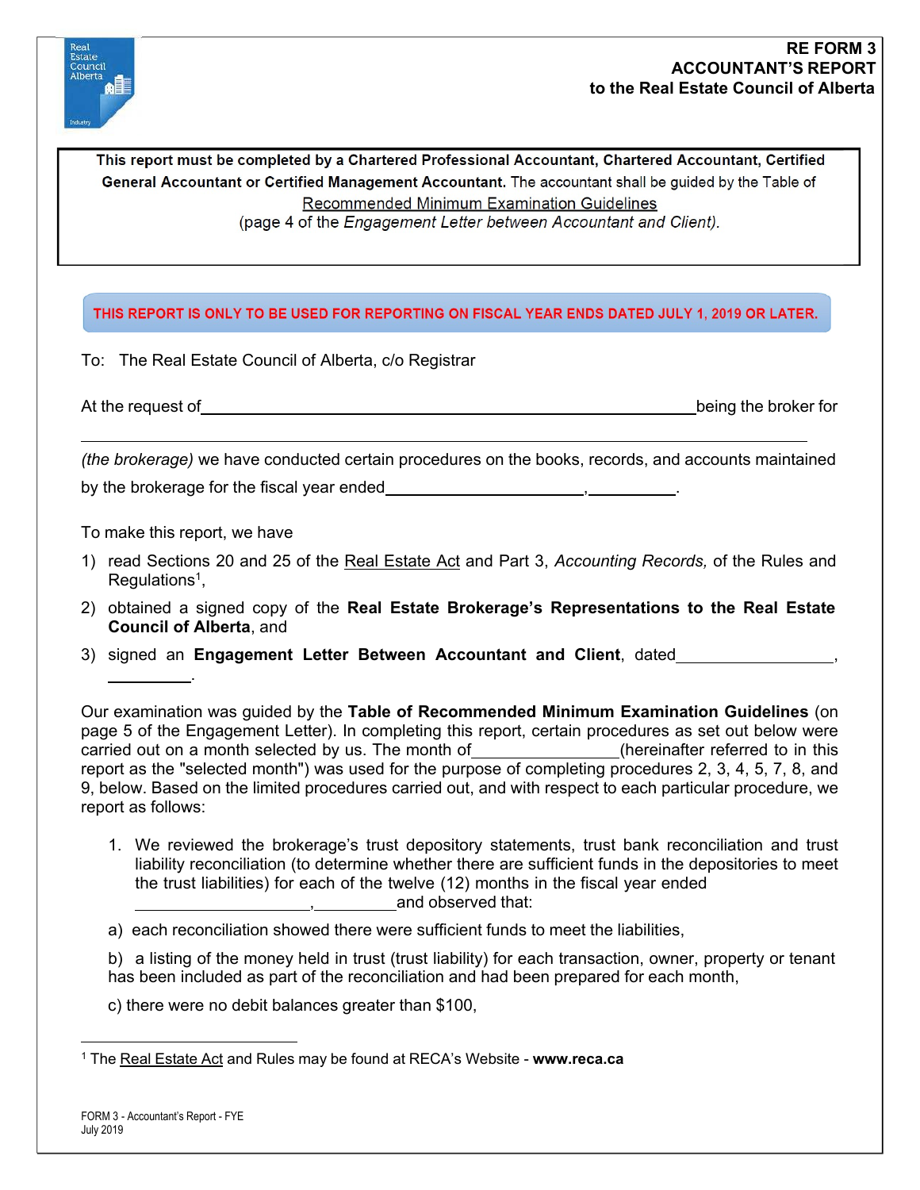**RE FORM 3**
**ACCOUNTANT'S REPORT**
**to the Real Estate Council of Alberta**

**This report must be completed by a Chartered Professional Accountant, Chartered Accountant, Certified General Accountant or Certified Management Accountant.** The accountant shall be guided by the Table of Recommended Minimum Examination Guidelines (page 4 of the *Engagement Letter between Accountant and Client).*

**THIS REPORT IS ONLY TO BE USED FOR REPORTING ON FISCAL YEAR ENDS DATED JULY 1, 2019 OR LATER.**

To: The Real Estate Council of Alberta, c/o Registrar

At the request of \_\_\_\_\_\_\_\_\_\_\_\_\_\_\_\_\_\_\_\_\_\_\_\_\_\_\_\_\_\_\_\_\_\_\_\_\_\_\_\_ being the broker for \_\_\_\_\_\_\_\_\_\_\_\_\_\_\_\_\_\_\_\_\_\_\_\_\_\_\_\_\_\_\_\_\_\_\_\_\_\_\_\_\_\_\_\_\_\_\_\_\_\_\_\_\_\_\_\_

*(the brokerage)* we have conducted certain procedures on the books, records, and accounts maintained by the brokerage for the fiscal year ended \_\_\_\_\_\_\_\_\_\_\_\_\_\_\_\_\_\_\_\_, \_\_\_\_\_\_\_\_\_.

To make this report, we have

1) read Sections 20 and 25 of the Real Estate Act and Part 3, *Accounting Records,* of the Rules and Regulations[1],
2) obtained a signed copy of the **Real Estate Brokerage's Representations to the Real Estate Council of Alberta**, and
3) signed an **Engagement Letter Between Accountant and Client**, dated \_\_\_\_\_\_\_\_\_\_\_\_\_\_\_\_\_\_\_\_, \_\_\_\_\_\_\_\_\_.

Our examination was guided by the **Table of Recommended Minimum Examination Guidelines** (on page 5 of the Engagement Letter). In completing this report, certain procedures as set out below were carried out on a month selected by us. The month of \_\_\_\_\_\_\_\_\_\_\_\_\_\_\_\_ (hereinafter referred to in this report as the "selected month") was used for the purpose of completing procedures 2, 3, 4, 5, 7, 8, and 9, below. Based on the limited procedures carried out, and with respect to each particular procedure, we report as follows:

1. We reviewed the brokerage's trust depository statements, trust bank reconciliation and trust liability reconciliation (to determine whether there are sufficient funds in the depositories to meet the trust liabilities) for each of the twelve (12) months in the fiscal year ended \_\_\_\_\_\_\_\_\_\_\_\_\_\_\_\_\_\_\_\_, \_\_\_\_\_\_\_\_\_ and observed that:

a) each reconciliation showed there were sufficient funds to meet the liabilities,

b) a listing of the money held in trust (trust liability) for each transaction, owner, property or tenant has been included as part of the reconciliation and had been prepared for each month,

c) there were no debit balances greater than $100,

[1] The Real Estate Act and Rules may be found at RECA's Website - **www.reca.ca**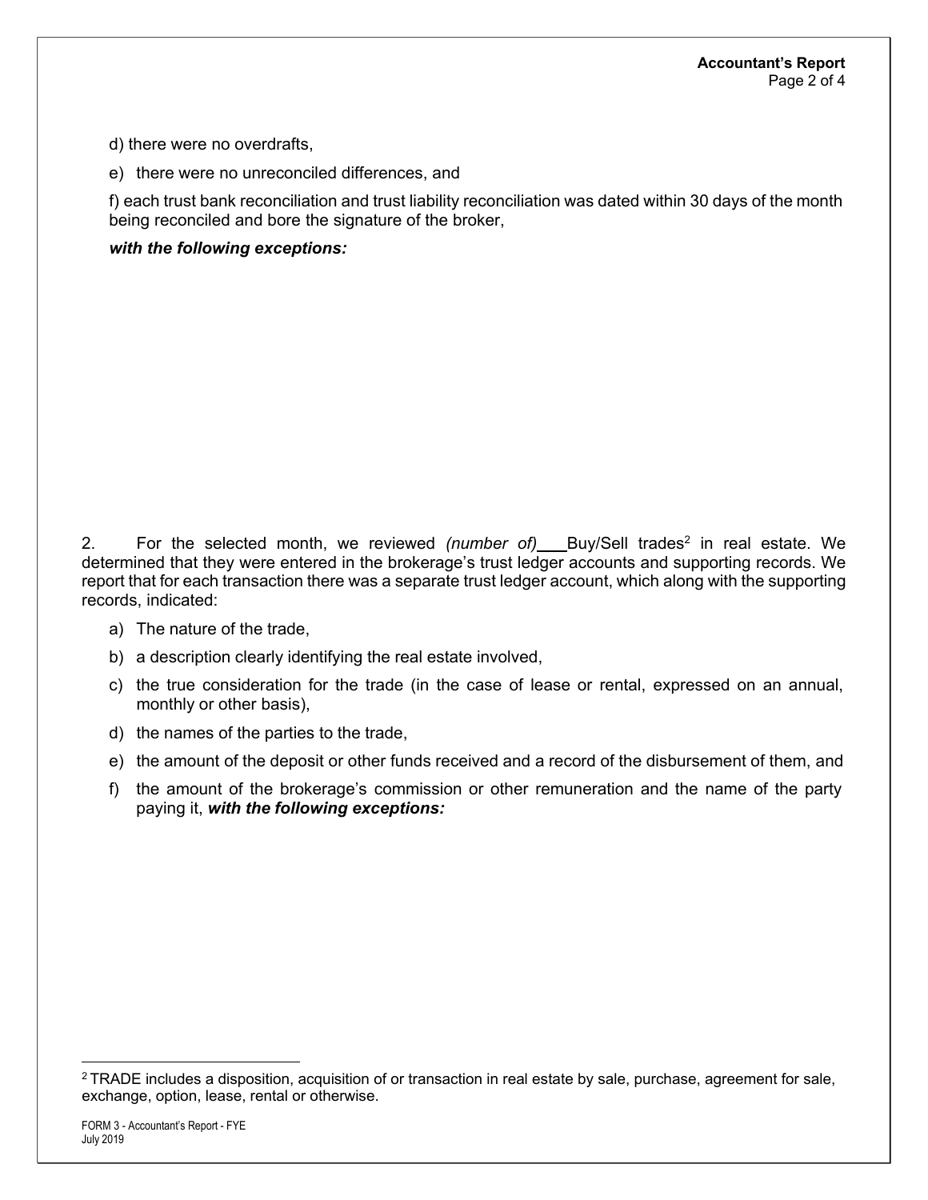d) there were no overdrafts,

e) there were no unreconciled differences, and

f) each trust bank reconciliation and trust liability reconciliation was dated within 30 days of the month being reconciled and bore the signature of the broker,

***with the following exceptions:***

2. For the selected month, we reviewed *(number of)* ___ Buy/Sell trades[2] in real estate. We determined that they were entered in the brokerage's trust ledger accounts and supporting records. We report that for each transaction there was a separate trust ledger account, which along with the supporting records, indicated:

a) The nature of the trade,

b) a description clearly identifying the real estate involved,

c) the true consideration for the trade (in the case of lease or rental, expressed on an annual, monthly or other basis),

d) the names of the parties to the trade,

e) the amount of the deposit or other funds received and a record of the disbursement of them, and

f) the amount of the brokerage's commission or other remuneration and the name of the party paying it, ***with the following exceptions:***

[2] TRADE includes a disposition, acquisition of or transaction in real estate by sale, purchase, agreement for sale, exchange, option, lease, rental or otherwise.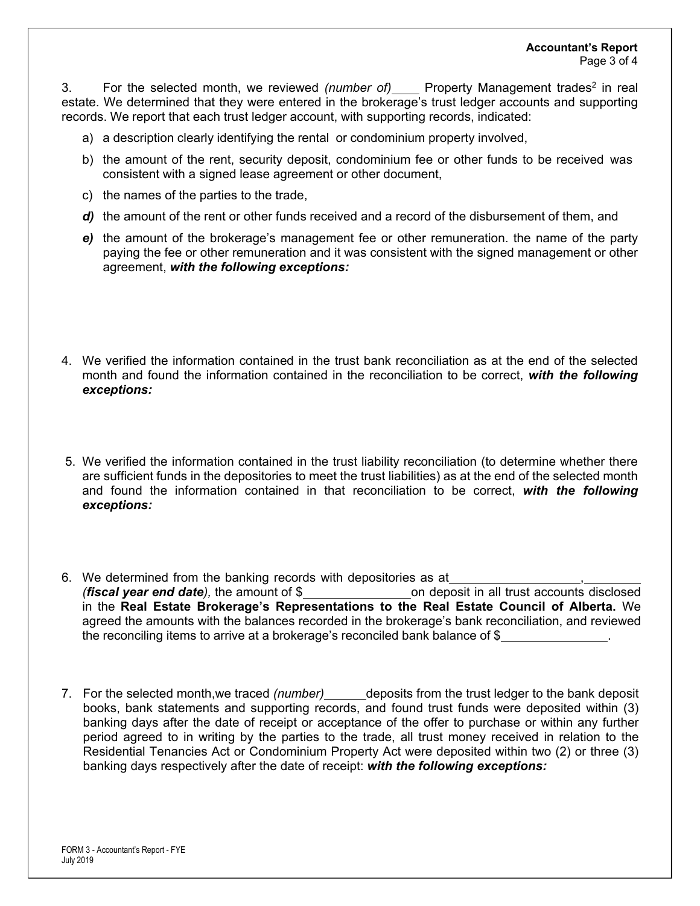3. For the selected month, we reviewed *(number of)*\_\_\_\_ Property Management trades[2] in real estate. We determined that they were entered in the brokerage's trust ledger accounts and supporting records. We report that each trust ledger account, with supporting records, indicated:

a) a description clearly identifying the rental or condominium property involved,

b) the amount of the rent, security deposit, condominium fee or other funds to be received was consistent with a signed lease agreement or other document,

c) the names of the parties to the trade,

***d)*** the amount of the rent or other funds received and a record of the disbursement of them, and

***e)*** the amount of the brokerage's management fee or other remuneration. the name of the party paying the fee or other remuneration and it was consistent with the signed management or other agreement, ***with the following exceptions:***

4. We verified the information contained in the trust bank reconciliation as at the end of the selected month and found the information contained in the reconciliation to be correct, ***with the following exceptions:***

5. We verified the information contained in the trust liability reconciliation (to determine whether there are sufficient funds in the depositories to meet the trust liabilities) as at the end of the selected month and found the information contained in that reconciliation to be correct, ***with the following exceptions:***

6. We determined from the banking records with depositories as at\_\_\_\_\_\_\_\_\_\_\_\_\_\_\_\_\_\_,\_\_\_\_\_\_\_\_ ***(fiscal year end date)****,* the amount of $\_\_\_\_\_\_\_\_\_\_\_\_\_\_\_on deposit in all trust accounts disclosed in the **Real Estate Brokerage's Representations to the Real Estate Council of Alberta.** We agreed the amounts with the balances recorded in the brokerage's bank reconciliation, and reviewed the reconciling items to arrive at a brokerage's reconciled bank balance of $\_\_\_\_\_\_\_\_\_\_\_\_\_\_\_.

7. For the selected month,we traced *(number)*\_\_\_\_\_\_deposits from the trust ledger to the bank deposit books, bank statements and supporting records, and found trust funds were deposited within (3) banking days after the date of receipt or acceptance of the offer to purchase or within any further period agreed to in writing by the parties to the trade, all trust money received in relation to the Residential Tenancies Act or Condominium Property Act were deposited within two (2) or three (3) banking days respectively after the date of receipt: ***with the following exceptions:***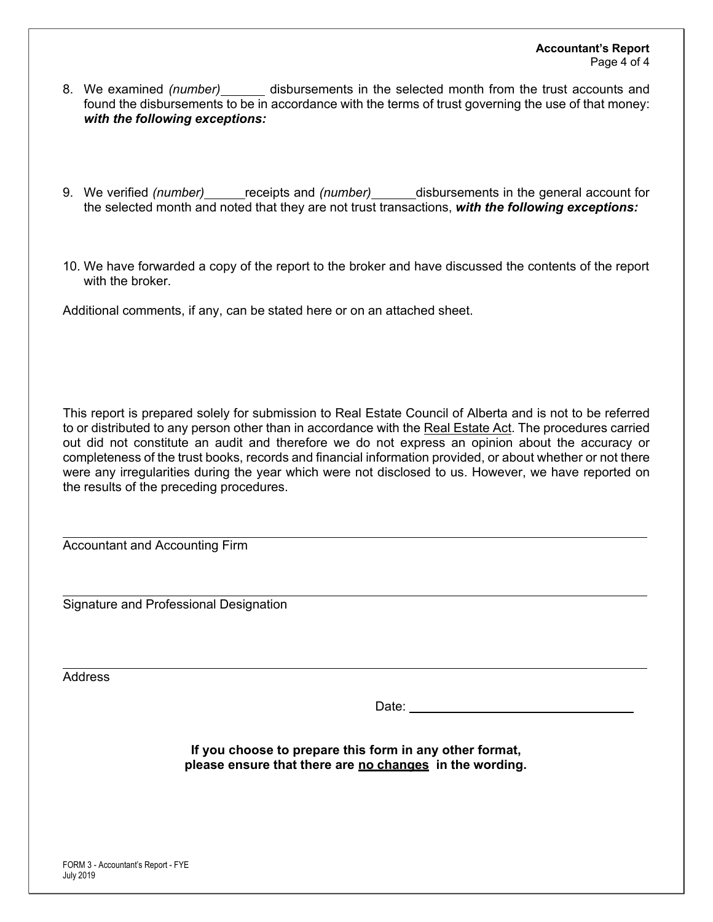8. We examined *(number)*\_\_\_\_\_\_ disbursements in the selected month from the trust accounts and found the disbursements to be in accordance with the terms of trust governing the use of that money: ***with the following exceptions:***

9. We verified *(number)*\_\_\_\_\_\_receipts and *(number)*\_\_\_\_\_\_disbursements in the general account for the selected month and noted that they are not trust transactions, ***with the following exceptions:***

10. We have forwarded a copy of the report to the broker and have discussed the contents of the report with the broker.

Additional comments, if any, can be stated here or on an attached sheet.

This report is prepared solely for submission to Real Estate Council of Alberta and is not to be referred to or distributed to any person other than in accordance with the Real Estate Act. The procedures carried out did not constitute an audit and therefore we do not express an opinion about the accuracy or completeness of the trust books, records and financial information provided, or about whether or not there were any irregularities during the year which were not disclosed to us. However, we have reported on the results of the preceding procedures.

\_\_\_\_\_\_\_\_\_\_\_\_\_\_\_\_\_\_\_\_\_\_\_\_\_\_\_\_\_\_\_\_\_\_\_\_\_\_\_\_

Accountant and Accounting Firm

\_\_\_\_\_\_\_\_\_\_\_\_\_\_\_\_\_\_\_\_\_\_\_\_\_\_\_\_\_\_\_\_\_\_\_\_\_\_\_\_

Signature and Professional Designation

\_\_\_\_\_\_\_\_\_\_\_\_\_\_\_\_\_\_\_\_\_\_\_\_\_\_\_\_\_\_\_\_\_\_\_\_\_\_\_\_

Address

Date: \_\_\_\_\_\_\_\_\_\_\_\_\_\_\_\_\_\_\_\_\_\_\_\_\_\_\_\_

**If you choose to prepare this form in any other format, please ensure that there are no changes in the wording.**

FORM 3 - Accountant's Report - FYE
July 2019